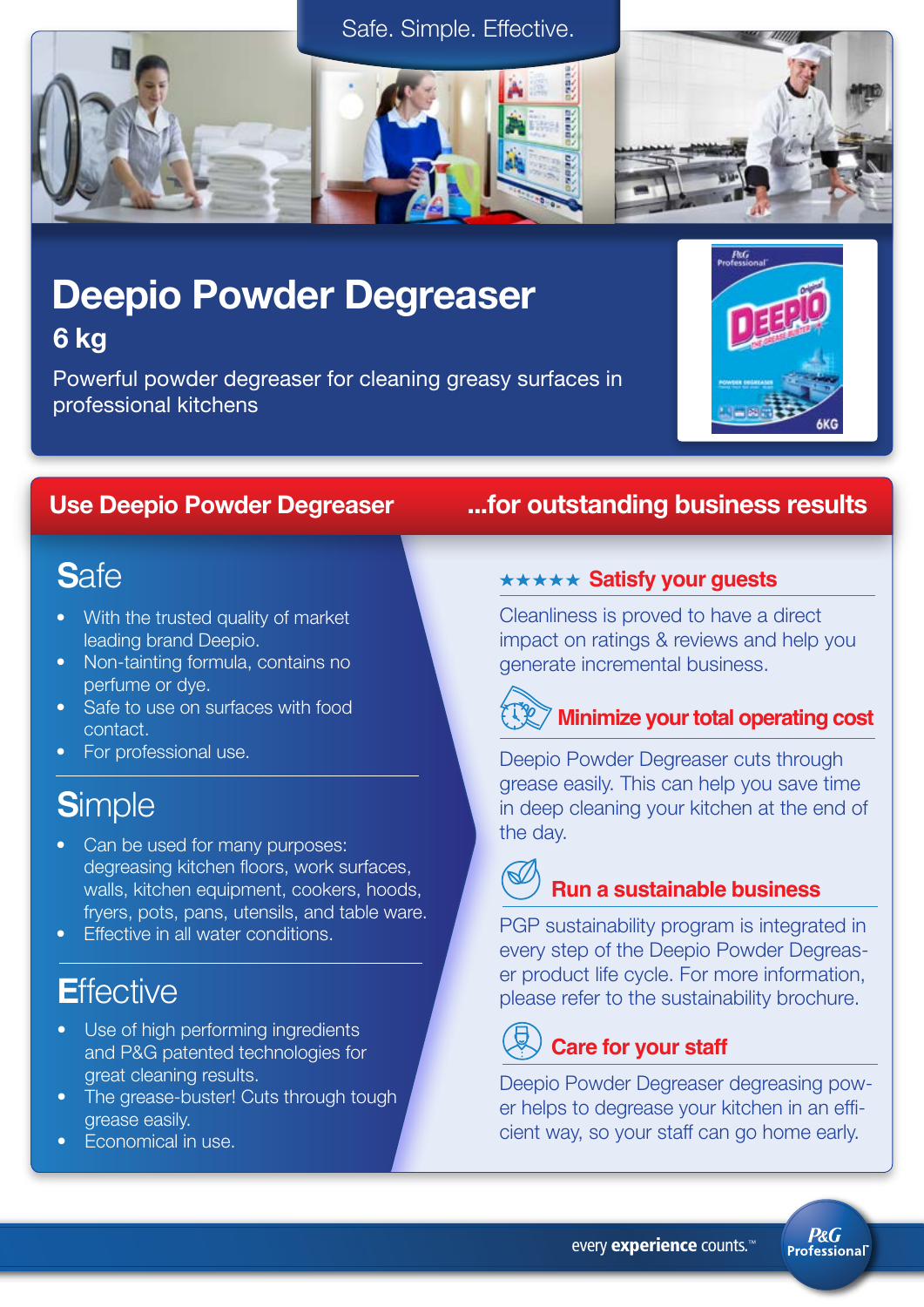Safe. Simple. Effective.

# Deepio Powder Degreaser

## 6 kg

Powerful powder degreaser for cleaning greasy surfaces in professional kitchens

**Use Deepio Powder Degreaser** **...for outstanding business results**

## Safe

- With the trusted quality of market leading brand Deepio.
- Non-tainting formula, contains no perfume or dye.
- Safe to use on surfaces with food contact.
- For professional use.

## Simple

- Can be used for many purposes: degreasing kitchen floors, work surfaces, walls, kitchen equipment, cookers, hoods, fryers, pots, pans, utensils, and table ware.
- Effective in all water conditions.

## Effective

- Use of high performing ingredients and P&G patented technologies for great cleaning results.
- The grease-buster! Cuts through tough grease easily.
- Economical in use.

### ★★★★★ Satisfy your guests

Cleanliness is proved to have a direct impact on ratings & reviews and help you generate incremental business.

### Minimize your total operating cost

Deepio Powder Degreaser cuts through grease easily. This can help you save time in deep cleaning your kitchen at the end of the day.

### Run a sustainable business

PGP sustainability program is integrated in every step of the Deepio Powder Degreaser product life cycle. For more information, please refer to the sustainability brochure.

### Care for your staff

Deepio Powder Degreaser degreasing power helps to degrease your kitchen in an efficient way, so your staff can go home early.

every **experience** counts.™

P&G Professional™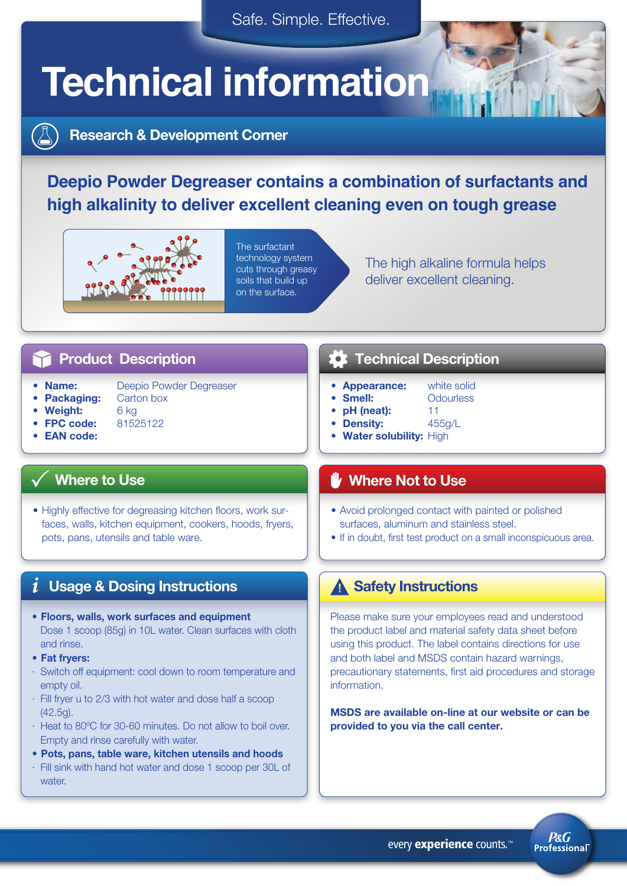Safe. Simple. Effective.

# Technical information

## Research & Development Corner

### Deepio Powder Degreaser contains a combination of surfactants and high alkalinity to deliver excellent cleaning even on tough grease

The surfactant technology system cuts through greasy soils that build up on the surface.

The high alkaline formula helps deliver excellent cleaning.

## Product Description

- **Name:** Deepio Powder Degreaser
- **Packaging:** Carton box
- **Weight:** 6 kg
- **FPC code:** 81525122
- **EAN code:**

## Technical Description

- **Appearance:** white solid
- **Smell:** Odourless
- **pH (neat):** 11
- **Density:** 455g/L
- **Water solubility:** High

## Where to Use

- Highly effective for degreasing kitchen floors, work surfaces, walls, kitchen equipment, cookers, hoods, fryers, pots, pans, utensils and table ware.

## Where Not to Use

- Avoid prolonged contact with painted or polished surfaces, aluminum and stainless steel.
- If in doubt, first test product on a small inconspicuous area.

## Usage & Dosing Instructions

- **Floors, walls, work surfaces and equipment**
  Dose 1 scoop (85g) in 10L water. Clean surfaces with cloth and rinse.
- **Fat fryers:**
  - Switch off equipment: cool down to room temperature and empty oil.
  - Fill fryer u to 2/3 with hot water and dose half a scoop (42.5g).
  - Heat to 80ºC for 30-60 minutes. Do not allow to boil over. Empty and rinse carefully with water.
- **Pots, pans, table ware, kitchen utensils and hoods**
  - Fill sink with hand hot water and dose 1 scoop per 30L of water.

## Safety Instructions

Please make sure your employees read and understood the product label and material safety data sheet before using this product. The label contains directions for use and both label and MSDS contain hazard warnings, precautionary statements, first aid procedures and storage information.

**MSDS are available on-line at our website or can be provided to you via the call center.**

every **experience** counts.™

P&G Professional™